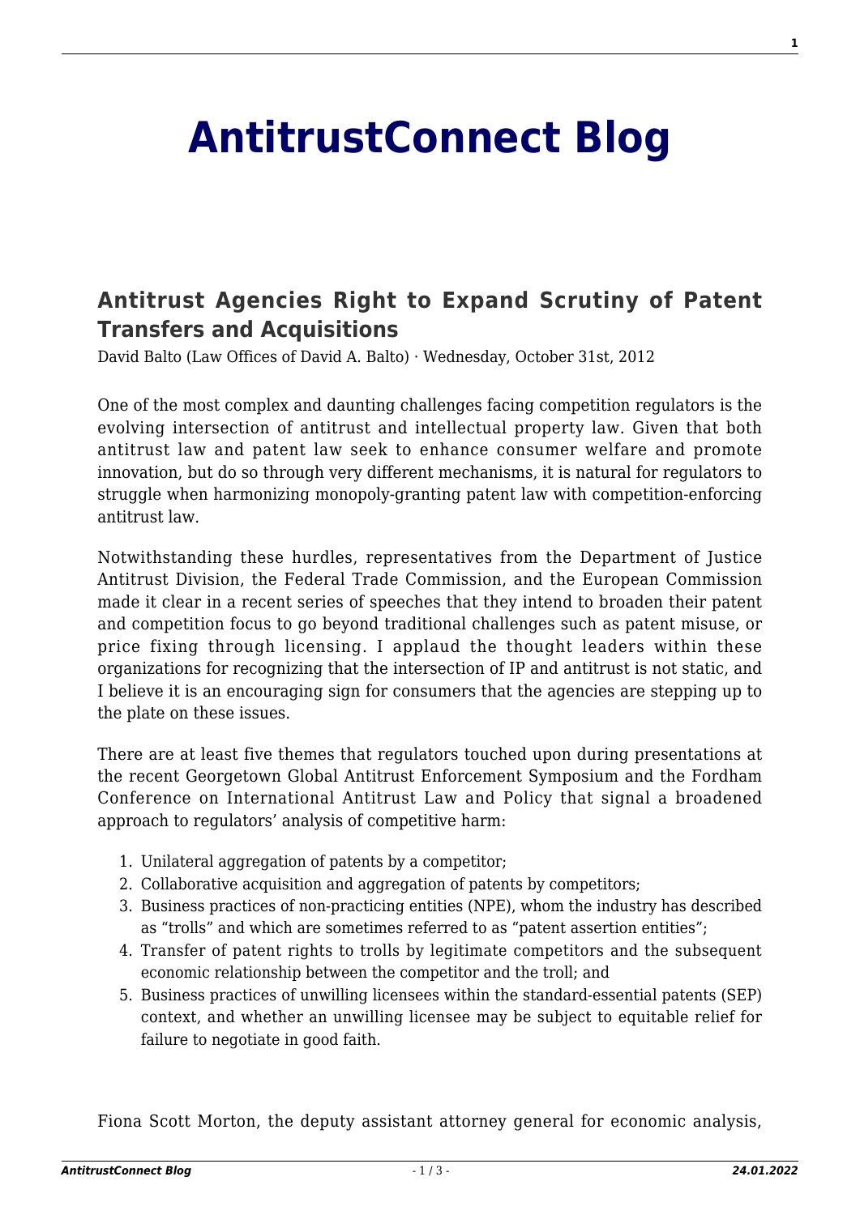# AntitrustConnect Blog

## Antitrust Agencies Right to Expand Scrutiny of Patent Transfers and Acquisitions

David Balto (Law Offices of David A. Balto) · Wednesday, October 31st, 2012

One of the most complex and daunting challenges facing competition regulators is the evolving intersection of antitrust and intellectual property law. Given that both antitrust law and patent law seek to enhance consumer welfare and promote innovation, but do so through very different mechanisms, it is natural for regulators to struggle when harmonizing monopoly-granting patent law with competition-enforcing antitrust law.

Notwithstanding these hurdles, representatives from the Department of Justice Antitrust Division, the Federal Trade Commission, and the European Commission made it clear in a recent series of speeches that they intend to broaden their patent and competition focus to go beyond traditional challenges such as patent misuse, or price fixing through licensing. I applaud the thought leaders within these organizations for recognizing that the intersection of IP and antitrust is not static, and I believe it is an encouraging sign for consumers that the agencies are stepping up to the plate on these issues.

There are at least five themes that regulators touched upon during presentations at the recent Georgetown Global Antitrust Enforcement Symposium and the Fordham Conference on International Antitrust Law and Policy that signal a broadened approach to regulators' analysis of competitive harm:

1. Unilateral aggregation of patents by a competitor;
2. Collaborative acquisition and aggregation of patents by competitors;
3. Business practices of non-practicing entities (NPE), whom the industry has described as "trolls" and which are sometimes referred to as "patent assertion entities";
4. Transfer of patent rights to trolls by legitimate competitors and the subsequent economic relationship between the competitor and the troll; and
5. Business practices of unwilling licensees within the standard-essential patents (SEP) context, and whether an unwilling licensee may be subject to equitable relief for failure to negotiate in good faith.

Fiona Scott Morton, the deputy assistant attorney general for economic analysis,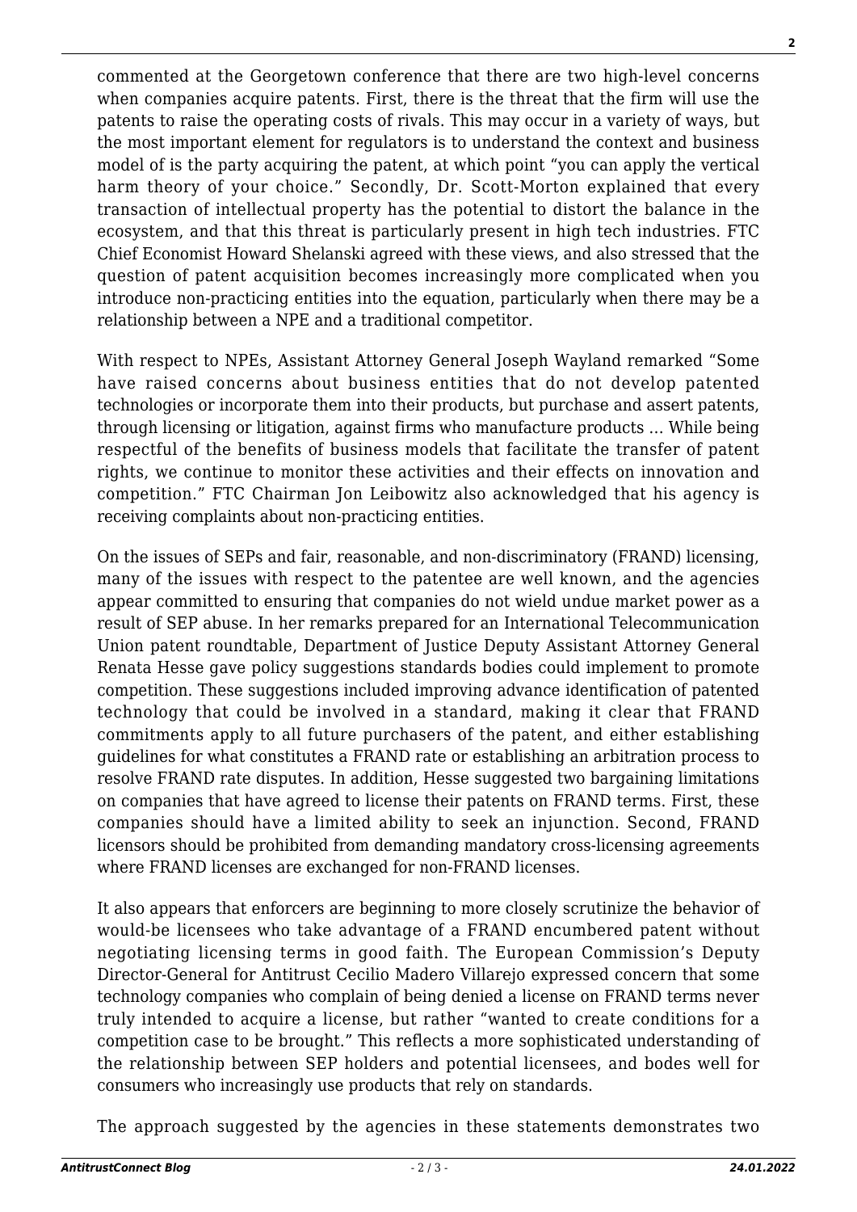commented at the Georgetown conference that there are two high-level concerns when companies acquire patents. First, there is the threat that the firm will use the patents to raise the operating costs of rivals. This may occur in a variety of ways, but the most important element for regulators is to understand the context and business model of is the party acquiring the patent, at which point "you can apply the vertical harm theory of your choice." Secondly, Dr. Scott-Morton explained that every transaction of intellectual property has the potential to distort the balance in the ecosystem, and that this threat is particularly present in high tech industries. FTC Chief Economist Howard Shelanski agreed with these views, and also stressed that the question of patent acquisition becomes increasingly more complicated when you introduce non-practicing entities into the equation, particularly when there may be a relationship between a NPE and a traditional competitor.

With respect to NPEs, Assistant Attorney General Joseph Wayland remarked "Some have raised concerns about business entities that do not develop patented technologies or incorporate them into their products, but purchase and assert patents, through licensing or litigation, against firms who manufacture products … While being respectful of the benefits of business models that facilitate the transfer of patent rights, we continue to monitor these activities and their effects on innovation and competition." FTC Chairman Jon Leibowitz also acknowledged that his agency is receiving complaints about non-practicing entities.

On the issues of SEPs and fair, reasonable, and non-discriminatory (FRAND) licensing, many of the issues with respect to the patentee are well known, and the agencies appear committed to ensuring that companies do not wield undue market power as a result of SEP abuse. In her remarks prepared for an International Telecommunication Union patent roundtable, Department of Justice Deputy Assistant Attorney General Renata Hesse gave policy suggestions standards bodies could implement to promote competition. These suggestions included improving advance identification of patented technology that could be involved in a standard, making it clear that FRAND commitments apply to all future purchasers of the patent, and either establishing guidelines for what constitutes a FRAND rate or establishing an arbitration process to resolve FRAND rate disputes. In addition, Hesse suggested two bargaining limitations on companies that have agreed to license their patents on FRAND terms. First, these companies should have a limited ability to seek an injunction. Second, FRAND licensors should be prohibited from demanding mandatory cross-licensing agreements where FRAND licenses are exchanged for non-FRAND licenses.

It also appears that enforcers are beginning to more closely scrutinize the behavior of would-be licensees who take advantage of a FRAND encumbered patent without negotiating licensing terms in good faith. The European Commission's Deputy Director-General for Antitrust Cecilio Madero Villarejo expressed concern that some technology companies who complain of being denied a license on FRAND terms never truly intended to acquire a license, but rather "wanted to create conditions for a competition case to be brought." This reflects a more sophisticated understanding of the relationship between SEP holders and potential licensees, and bodes well for consumers who increasingly use products that rely on standards.

The approach suggested by the agencies in these statements demonstrates two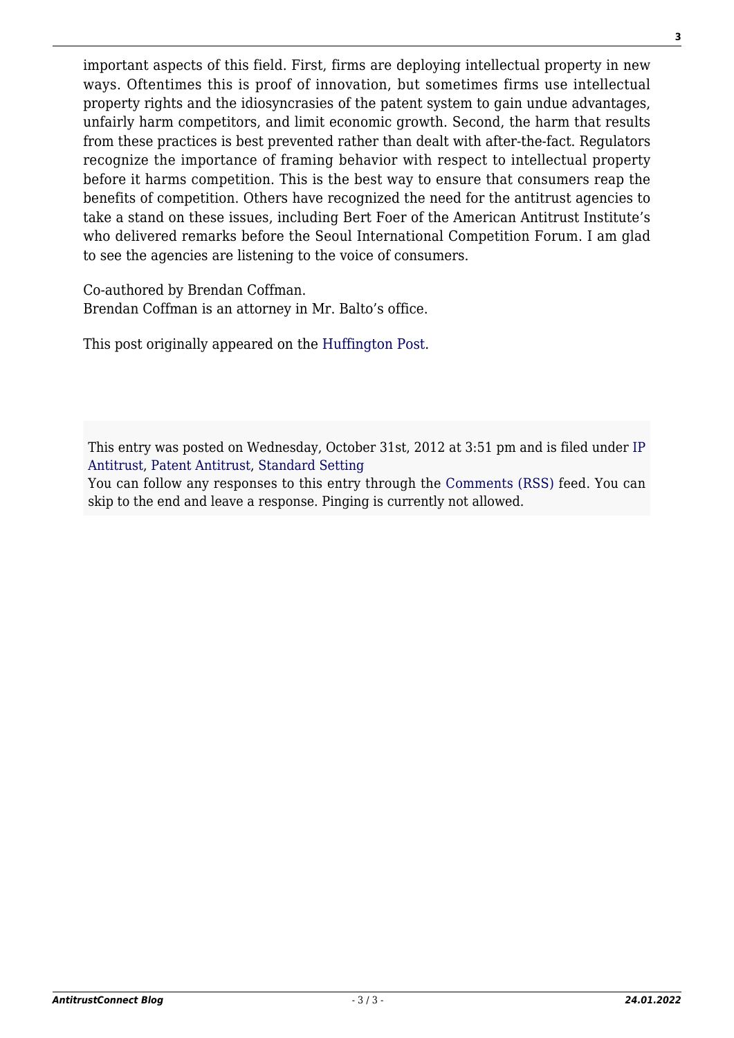important aspects of this field. First, firms are deploying intellectual property in new ways. Oftentimes this is proof of innovation, but sometimes firms use intellectual property rights and the idiosyncrasies of the patent system to gain undue advantages, unfairly harm competitors, and limit economic growth. Second, the harm that results from these practices is best prevented rather than dealt with after-the-fact. Regulators recognize the importance of framing behavior with respect to intellectual property before it harms competition. This is the best way to ensure that consumers reap the benefits of competition. Others have recognized the need for the antitrust agencies to take a stand on these issues, including Bert Foer of the American Antitrust Institute's who delivered remarks before the Seoul International Competition Forum. I am glad to see the agencies are listening to the voice of consumers.

Co-authored by Brendan Coffman.
Brendan Coffman is an attorney in Mr. Balto's office.

This post originally appeared on the Huffington Post.

This entry was posted on Wednesday, October 31st, 2012 at 3:51 pm and is filed under IP Antitrust, Patent Antitrust, Standard Setting
You can follow any responses to this entry through the Comments (RSS) feed. You can skip to the end and leave a response. Pinging is currently not allowed.